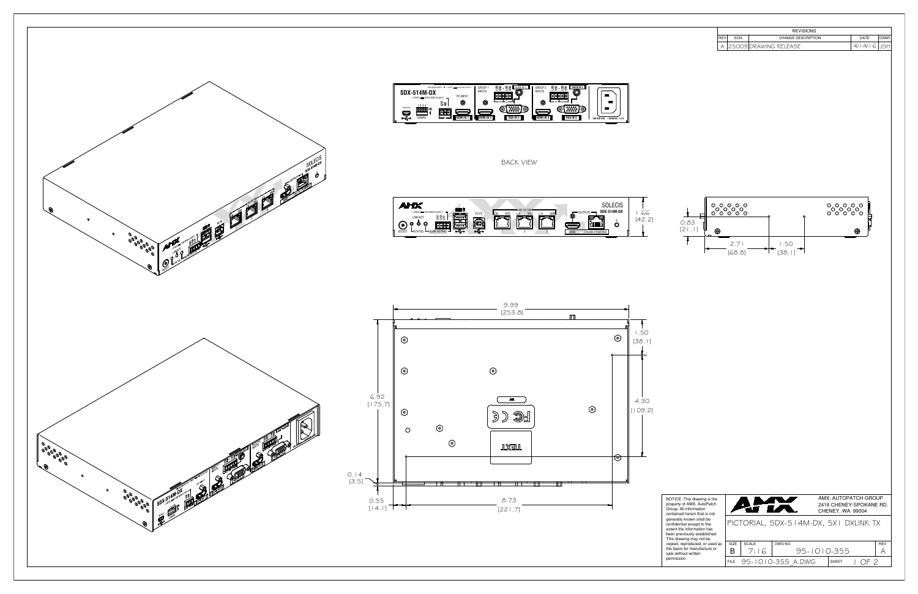| REVISIONS | | | | |
|---|---|---|---|---|
| REV | ECN | CHANGE DESCRIPTION | DATE | DSNR |
| A | 25009 | DRAWING RELEASE | 4/14/16 | JSH |

BACK VIEW

2.71 [68.8]

1.50 [38.1]

0.83 [21.1]

1.66 [42.2]

9.99 [253.8]

1.50 [38.1]

6.92 [175.7]

4.30 [109.2]

0.14 [3.5]

0.55 [14.1]

8.73 [221.7]

NOTICE: This drawing is the property of AMX, AutoPatch Group. All information contained herein that is not generally known shall be confidential except to the extent the information has been previously established. This drawing may not be copied, reproduced, or used as the basis for manufacture or sale without written permission.

AMX, AUTOPATCH GROUP
2416 CHENEY-SPOKANE RD.
CHENEY, WA 99004

PICTORIAL, SDX-514M-DX, 5X1 DXLINK TX

| SIZE | SCALE | DWG NO. | REV |
|---|---|---|---|
| B | 7:16 | 95-1010-355 | A |
| FILE | 95-1010-355_A.DWG | SHEET | 1 OF 2 |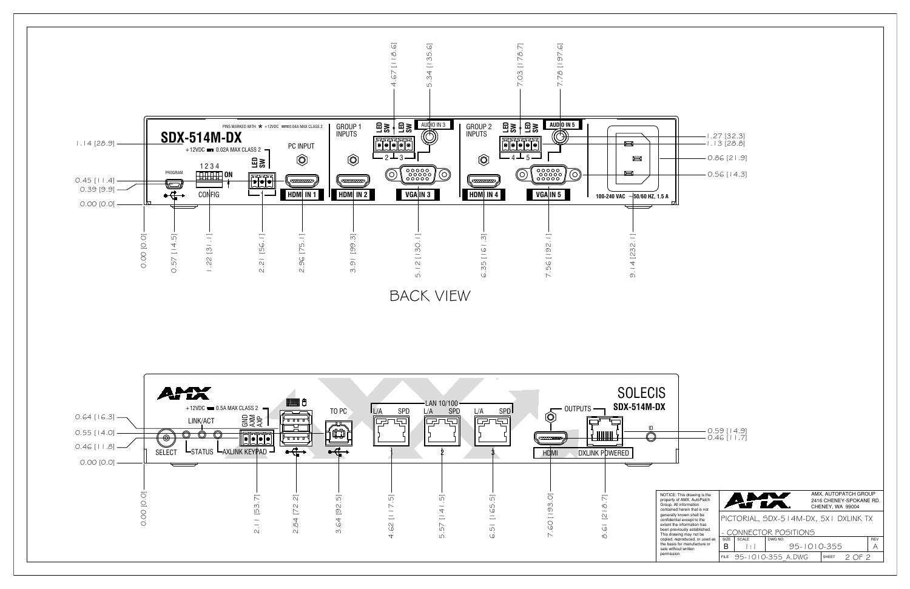SDX-514M-DX

PINS MARKED WITH ★ +12VDC 0.04A MAX CLASS 2

+12VDC 0.02A MAX CLASS 2

PROGRAM

1 2 3 4

ON

CONFIG

LED SW

PC INPUT

HDMI IN 1

GROUP 1 INPUTS

HDMI IN 2

LED SW LED SW

2 3

AUDIO IN 3

VGA IN 3

GROUP 2 INPUTS

HDMI IN 4

LED SW LED SW

4 5

AUDIO IN 5

VGA IN 5

100-240 VAC ~50/60 HZ, 1.5 A

1.14 [28.9]
0.45 [11.4]
0.39 [9.9]
0.00 [0.0]

4.67 [118.6]
5.34 [135.6]
7.03 [178.7]
7.78 [197.6]

1.27 [32.3]
1.13 [28.8]
0.86 [21.9]
0.56 [14.3]

0.00 [0.0]
0.57 [14.5]
1.22 [31.1]
2.21 [56.1]
2.96 [75.1]
3.91 [99.3]
5.12 [130.1]
6.35 [161.3]
7.56 [192.1]
9.14 [232.1]

BACK VIEW

AMX

SOLECIS

SDX-514M-DX

+12VDC 0.5A MAX CLASS 2

LINK/ACT

GND AXM AXP

SELECT

STATUS

AXLINK KEYPAD

TO PC

LAN 10/100

L/A SPD L/A SPD L/A SPD

1 2 3

OUTPUTS

HDMI

DXLINK POWERED

ID

0.64 [16.3]
0.55 [14.0]
0.46 [11.8]
0.00 [0.0]

0.59 [14.9]
0.46 [11.7]

0.00 [0.0]
2.11 [53.7]
2.84 [72.2]
3.64 [92.5]
4.62 [117.5]
5.57 [141.5]
6.51 [165.5]
7.60 [193.0]
8.61 [218.7]

NOTICE: This drawing is the property of AMX, AutoPatch Group. All information contained herein that is not generally known shall be confidential except to the extent the information has been previously established. This drawing may not be copied, reproduced, or used as the basis for manufacture or sale without written permission.

AMX

AMX, AUTOPATCH GROUP
2416 CHENEY-SPOKANE RD.
CHENEY, WA 99004

PICTORIAL, SDX-514M-DX, 5X1 DXLINK TX - CONNECTOR POSITIONS

| SIZE | SCALE | DWG NO. | REV |
|---|---|---|---|
| B | 1:1 | 95-1010-355 | A |

FILE 95-1010-355_A.DWG SHEET 2 OF 2